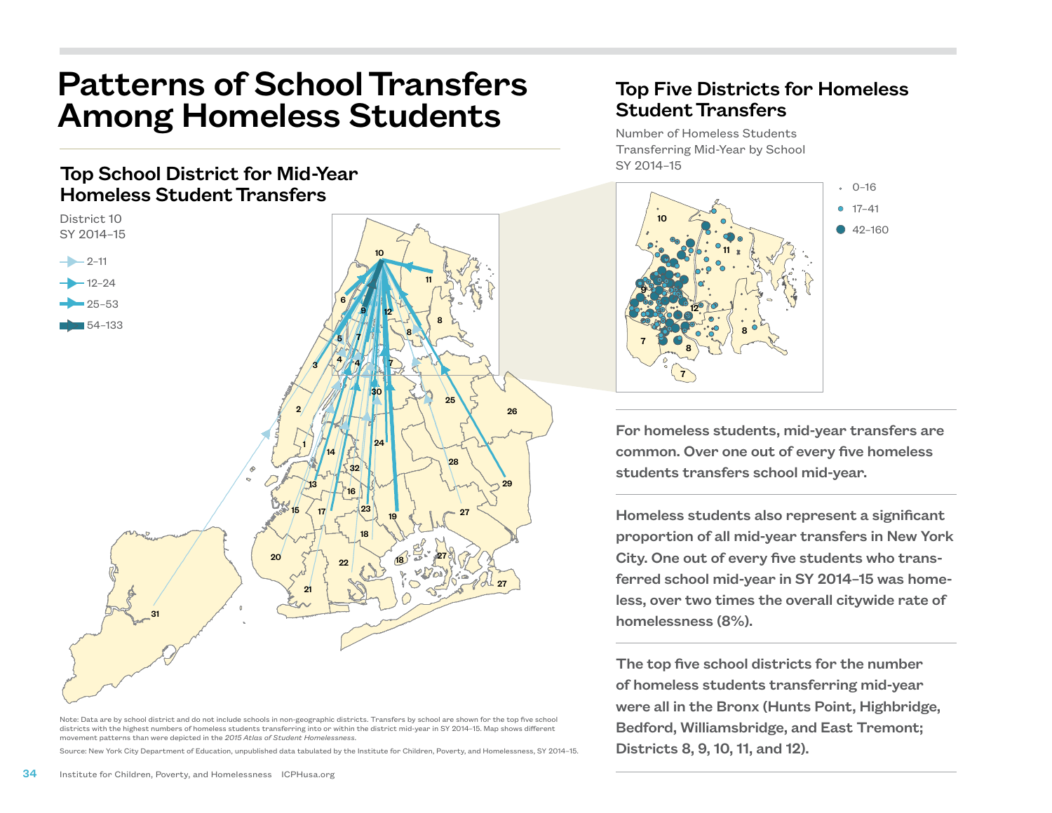# Patterns of School Transfers Among Homeless Students

## Top School District for Mid-Year Homeless Student Transfers

District 10
SY 2014–15

2–11
12–24
25–53
54–133

Note: Data are by school district and do not include schools in non-geographic districts. Transfers by school are shown for the top five school districts with the highest numbers of homeless students transferring into or within the district mid-year in SY 2014–15. Map shows different movement patterns than were depicted in the *2015 Atlas of Student Homelessness*.

Source: New York City Department of Education, unpublished data tabulated by the Institute for Children, Poverty, and Homelessness, SY 2014–15.

## Top Five Districts for Homeless Student Transfers

Number of Homeless Students Transferring Mid-Year by School
SY 2014–15

0–16
17–41
42–160

**For homeless students, mid-year transfers are common. Over one out of every five homeless students transfers school mid-year.**

**Homeless students also represent a significant proportion of all mid-year transfers in New York City. One out of every five students who transferred school mid-year in SY 2014–15 was homeless, over two times the overall citywide rate of homelessness (8%).**

**The top five school districts for the number of homeless students transferring mid-year were all in the Bronx (Hunts Point, Highbridge, Bedford, Williamsbridge, and East Tremont; Districts 8, 9, 10, 11, and 12).**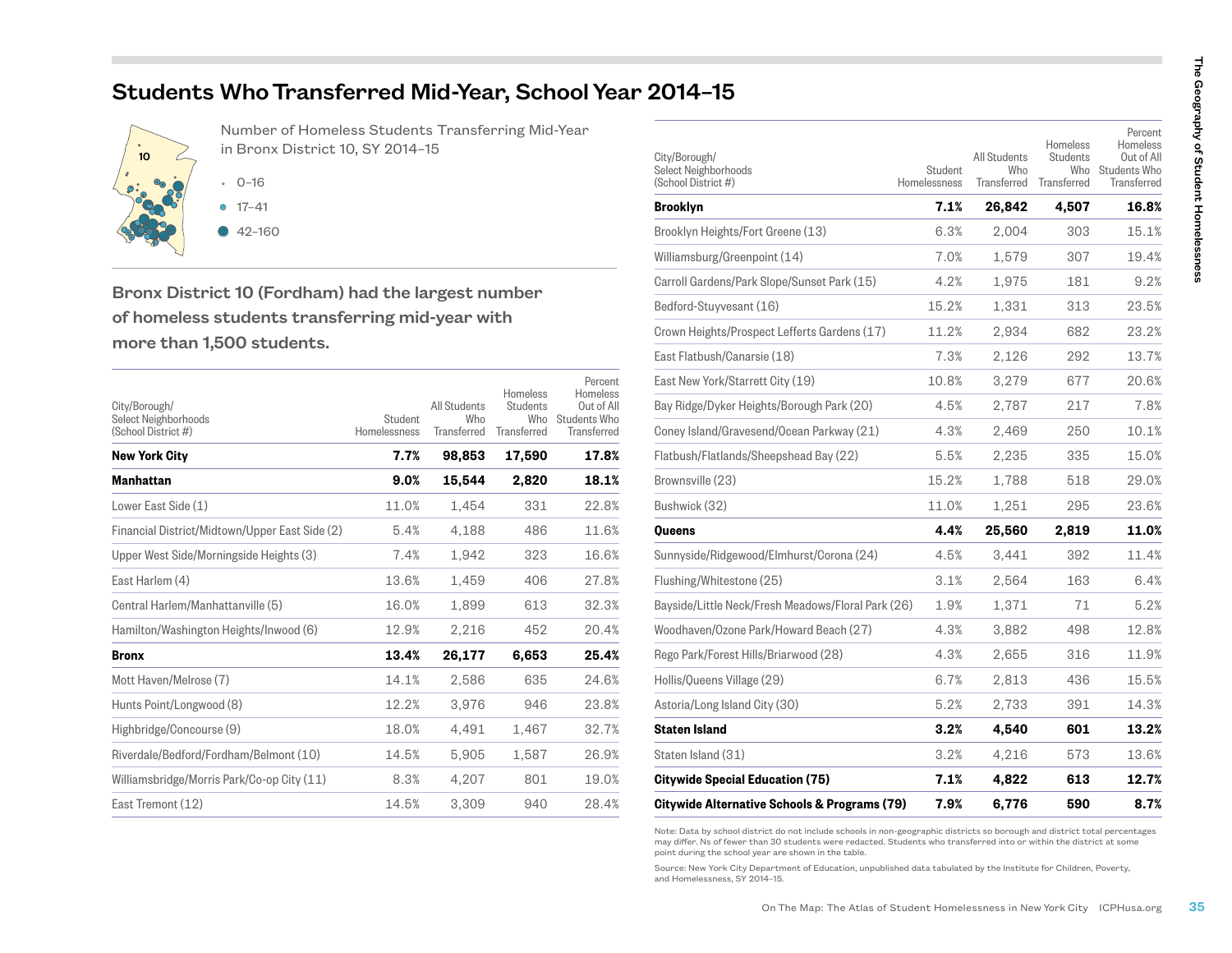## Students Who Transferred Mid-Year, School Year 2014–15

Number of Homeless Students Transferring Mid-Year in Bronx District 10, SY 2014–15

10

0–16

17–41

42–160

**Bronx District 10 (Fordham) had the largest number of homeless students transferring mid-year with more than 1,500 students.**

| City/Borough/ Select Neighborhoods (School District #) | Student Homelessness | All Students Who Transferred | Homeless Students Who Transferred | Percent Homeless Out of All Students Who Transferred |
|---|---|---|---|---|
| **New York City** | **7.7%** | **98,853** | **17,590** | **17.8%** |
| **Manhattan** | **9.0%** | **15,544** | **2,820** | **18.1%** |
| Lower East Side (1) | 11.0% | 1,454 | 331 | 22.8% |
| Financial District/Midtown/Upper East Side (2) | 5.4% | 4,188 | 486 | 11.6% |
| Upper West Side/Morningside Heights (3) | 7.4% | 1,942 | 323 | 16.6% |
| East Harlem (4) | 13.6% | 1,459 | 406 | 27.8% |
| Central Harlem/Manhattanville (5) | 16.0% | 1,899 | 613 | 32.3% |
| Hamilton/Washington Heights/Inwood (6) | 12.9% | 2,216 | 452 | 20.4% |
| **Bronx** | **13.4%** | **26,177** | **6,653** | **25.4%** |
| Mott Haven/Melrose (7) | 14.1% | 2,586 | 635 | 24.6% |
| Hunts Point/Longwood (8) | 12.2% | 3,976 | 946 | 23.8% |
| Highbridge/Concourse (9) | 18.0% | 4,491 | 1,467 | 32.7% |
| Riverdale/Bedford/Fordham/Belmont (10) | 14.5% | 5,905 | 1,587 | 26.9% |
| Williamsbridge/Morris Park/Co-op City (11) | 8.3% | 4,207 | 801 | 19.0% |
| East Tremont (12) | 14.5% | 3,309 | 940 | 28.4% |
| **Brooklyn** | **7.1%** | **26,842** | **4,507** | **16.8%** |
| Brooklyn Heights/Fort Greene (13) | 6.3% | 2,004 | 303 | 15.1% |
| Williamsburg/Greenpoint (14) | 7.0% | 1,579 | 307 | 19.4% |
| Carroll Gardens/Park Slope/Sunset Park (15) | 4.2% | 1,975 | 181 | 9.2% |
| Bedford-Stuyvesant (16) | 15.2% | 1,331 | 313 | 23.5% |
| Crown Heights/Prospect Lefferts Gardens (17) | 11.2% | 2,934 | 682 | 23.2% |
| East Flatbush/Canarsie (18) | 7.3% | 2,126 | 292 | 13.7% |
| East New York/Starrett City (19) | 10.8% | 3,279 | 677 | 20.6% |
| Bay Ridge/Dyker Heights/Borough Park (20) | 4.5% | 2,787 | 217 | 7.8% |
| Coney Island/Gravesend/Ocean Parkway (21) | 4.3% | 2,469 | 250 | 10.1% |
| Flatbush/Flatlands/Sheepshead Bay (22) | 5.5% | 2,235 | 335 | 15.0% |
| Brownsville (23) | 15.2% | 1,788 | 518 | 29.0% |
| Bushwick (32) | 11.0% | 1,251 | 295 | 23.6% |
| **Queens** | **4.4%** | **25,560** | **2,819** | **11.0%** |
| Sunnyside/Ridgewood/Elmhurst/Corona (24) | 4.5% | 3,441 | 392 | 11.4% |
| Flushing/Whitestone (25) | 3.1% | 2,564 | 163 | 6.4% |
| Bayside/Little Neck/Fresh Meadows/Floral Park (26) | 1.9% | 1,371 | 71 | 5.2% |
| Woodhaven/Ozone Park/Howard Beach (27) | 4.3% | 3,882 | 498 | 12.8% |
| Rego Park/Forest Hills/Briarwood (28) | 4.3% | 2,655 | 316 | 11.9% |
| Hollis/Queens Village (29) | 6.7% | 2,813 | 436 | 15.5% |
| Astoria/Long Island City (30) | 5.2% | 2,733 | 391 | 14.3% |
| **Staten Island** | **3.2%** | **4,540** | **601** | **13.2%** |
| Staten Island (31) | 3.2% | 4,216 | 573 | 13.6% |
| **Citywide Special Education (75)** | **7.1%** | **4,822** | **613** | **12.7%** |
| **Citywide Alternative Schools & Programs (79)** | **7.9%** | **6,776** | **590** | **8.7%** |

Note: Data by school district do not include schools in non-geographic districts so borough and district total percentages may differ. Ns of fewer than 30 students were redacted. Students who transferred into or within the district at some point during the school year are shown in the table.

Source: New York City Department of Education, unpublished data tabulated by the Institute for Children, Poverty, and Homelessness, SY 2014–15.